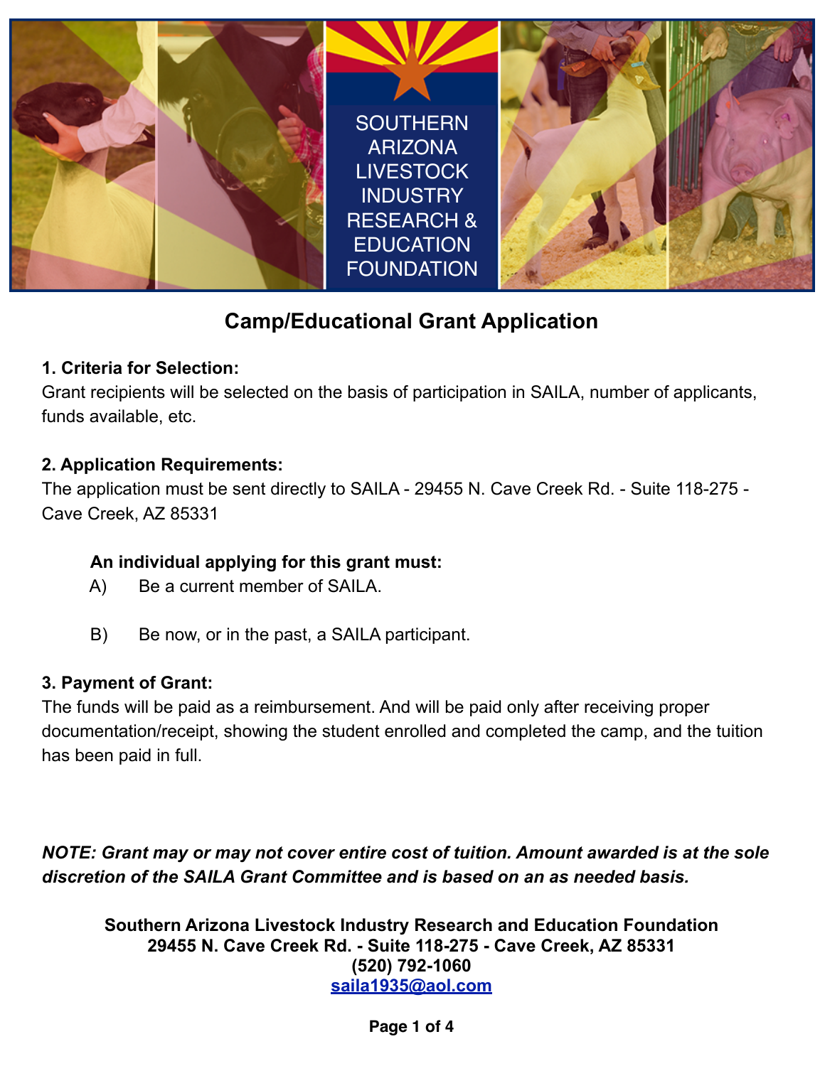# SOUTHERN ARIZONA LIVESTOCK INDUSTRY RESEARCH & EDUCATION FOUNDATION

## Camp/Educational Grant Application

**1. Criteria for Selection:**
Grant recipients will be selected on the basis of participation in SAILA, number of applicants, funds available, etc.

**2. Application Requirements:**
The application must be sent directly to SAILA - 29455 N. Cave Creek Rd. - Suite 118-275 - Cave Creek, AZ 85331

**An individual applying for this grant must:**

A) Be a current member of SAILA.

B) Be now, or in the past, a SAILA participant.

**3. Payment of Grant:**
The funds will be paid as a reimbursement. And will be paid only after receiving proper documentation/receipt, showing the student enrolled and completed the camp, and the tuition has been paid in full.

***NOTE: Grant may or may not cover entire cost of tuition. Amount awarded is at the sole discretion of the SAILA Grant Committee and is based on an as needed basis.***

**Southern Arizona Livestock Industry Research and Education Foundation**
**29455 N. Cave Creek Rd. - Suite 118-275 - Cave Creek, AZ 85331**
**(520) 792-1060**
**saila1935@aol.com**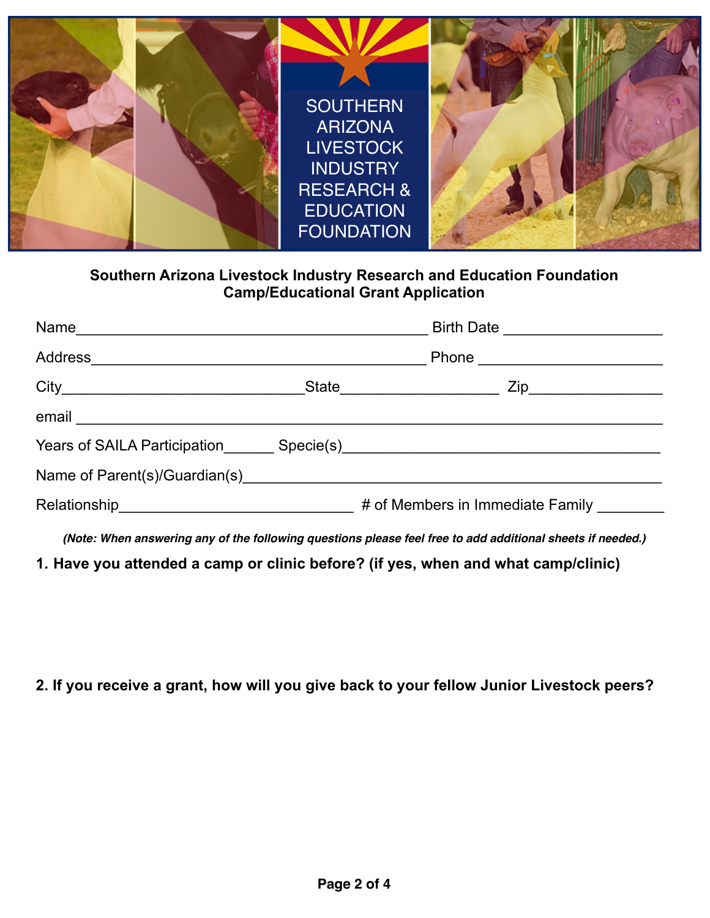SOUTHERN ARIZONA LIVESTOCK INDUSTRY RESEARCH & EDUCATION FOUNDATION

**Southern Arizona Livestock Industry Research and Education Foundation**
**Camp/Educational Grant Application**

Name__________________________________________ Birth Date ___________________

Address________________________________________ Phone ______________________

City____________________________State___________________ Zip________________

email ___________________________________________________________________

Years of SAILA Participation______ Specie(s)______________________________________

Name of Parent(s)/Guardian(s)_______________________________________________

Relationship____________________________ # of Members in Immediate Family ________

***(Note: When answering any of the following questions please feel free to add additional sheets if needed.)***

**1. Have you attended a camp or clinic before? (if yes, when and what camp/clinic)**

**2. If you receive a grant, how will you give back to your fellow Junior Livestock peers?**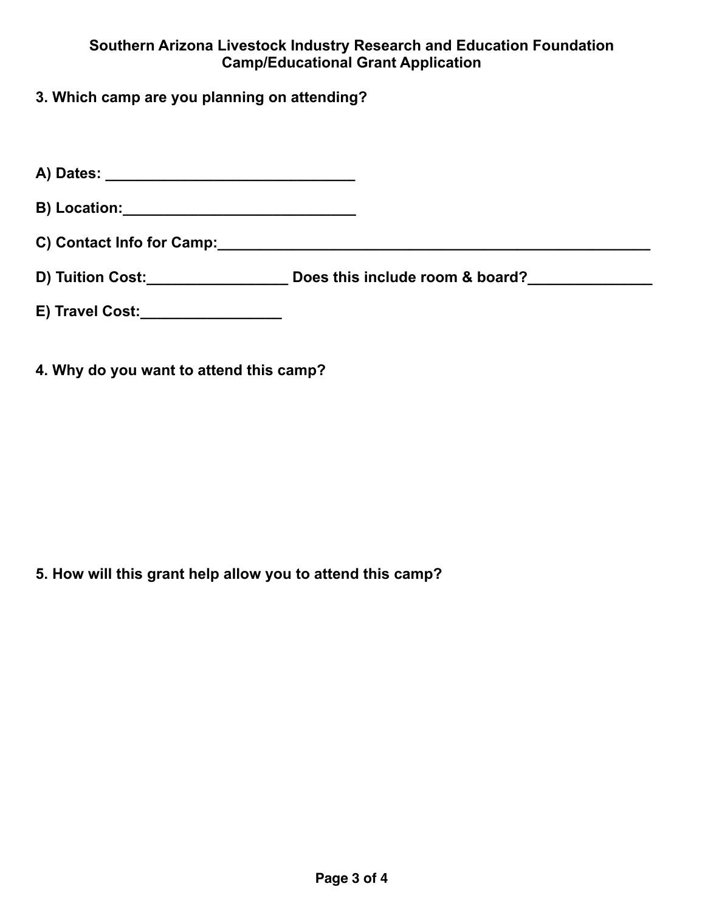**Southern Arizona Livestock Industry Research and Education Foundation**
**Camp/Educational Grant Application**

**3. Which camp are you planning on attending?**

**A) Dates: ______________________________**

**B) Location:____________________________**

**C) Contact Info for Camp:_____________________________________________________**

**D) Tuition Cost:_________________ Does this include room & board?_______________**

**E) Travel Cost:_________________**

**4. Why do you want to attend this camp?**

**5. How will this grant help allow you to attend this camp?**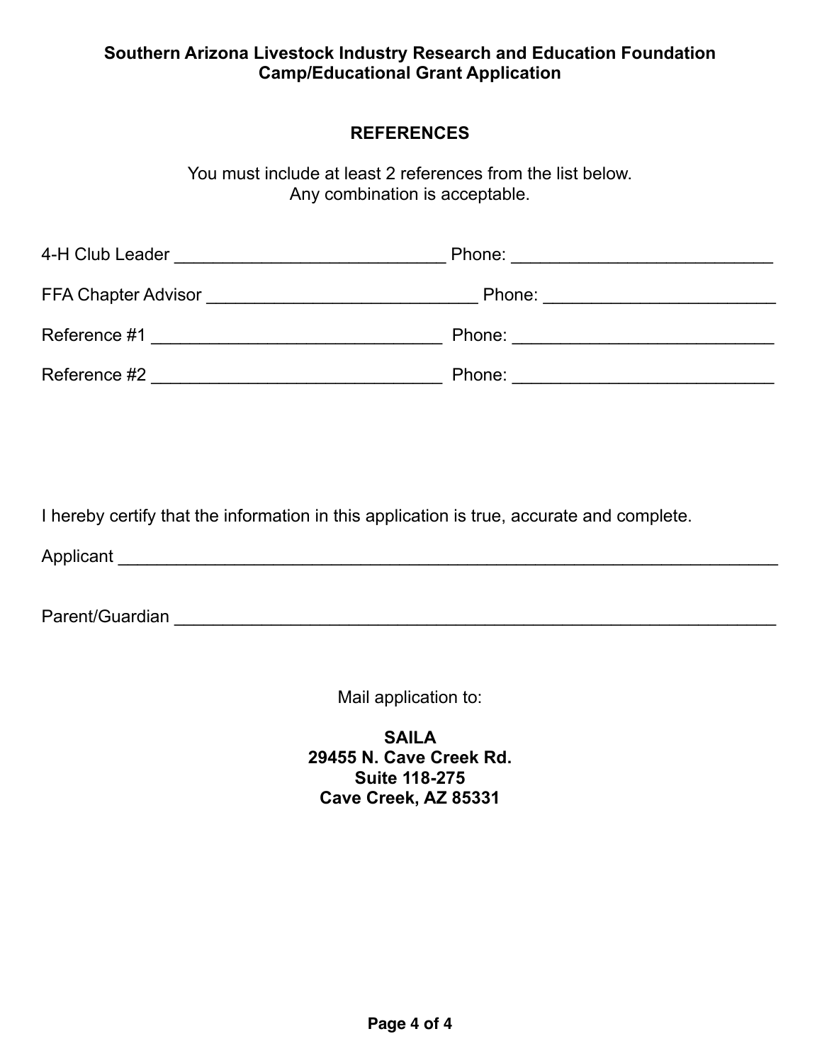**Southern Arizona Livestock Industry Research and Education Foundation**
**Camp/Educational Grant Application**

## REFERENCES

You must include at least 2 references from the list below.
Any combination is acceptable.

4-H Club Leader ____________________________ Phone: ___________________________

FFA Chapter Advisor ____________________________ Phone: ________________________

Reference #1 ______________________________ Phone: ___________________________

Reference #2 ______________________________ Phone: ___________________________

I hereby certify that the information in this application is true, accurate and complete.

Applicant _____________________________________________________________________

Parent/Guardian _______________________________________________________________

Mail application to:

**SAILA**
**29455 N. Cave Creek Rd.**
**Suite 118-275**
**Cave Creek, AZ 85331**